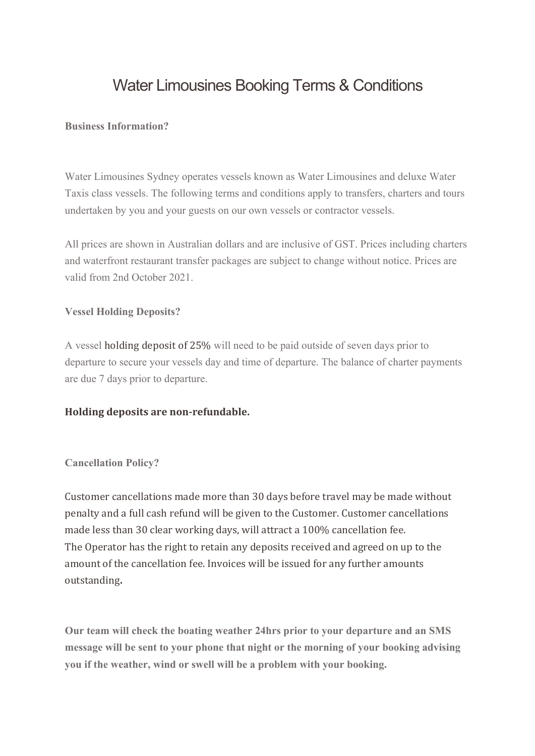# Water Limousines Booking Terms & Conditions

**Business Information?**

Water Limousines Sydney operates vessels known as Water Limousines and deluxe Water Taxis class vessels. The following terms and conditions apply to transfers, charters and tours undertaken by you and your guests on our own vessels or contractor vessels.

All prices are shown in Australian dollars and are inclusive of GST. Prices including charters and waterfront restaurant transfer packages are subject to change without notice. Prices are valid from 2nd October 2021.

**Vessel Holding Deposits?**

A vessel holding deposit of 25% will need to be paid outside of seven days prior to departure to secure your vessels day and time of departure. The balance of charter payments are due 7 days prior to departure.

**Holding deposits are non-refundable.**

**Cancellation Policy?**

Customer cancellations made more than 30 days before travel may be made without penalty and a full cash refund will be given to the Customer. Customer cancellations made less than 30 clear working days, will attract a 100% cancellation fee.
The Operator has the right to retain any deposits received and agreed on up to the amount of the cancellation fee. Invoices will be issued for any further amounts outstanding.

**Our team will check the boating weather 24hrs prior to your departure and an SMS message will be sent to your phone that night or the morning of your booking advising you if the weather, wind or swell will be a problem with your booking.**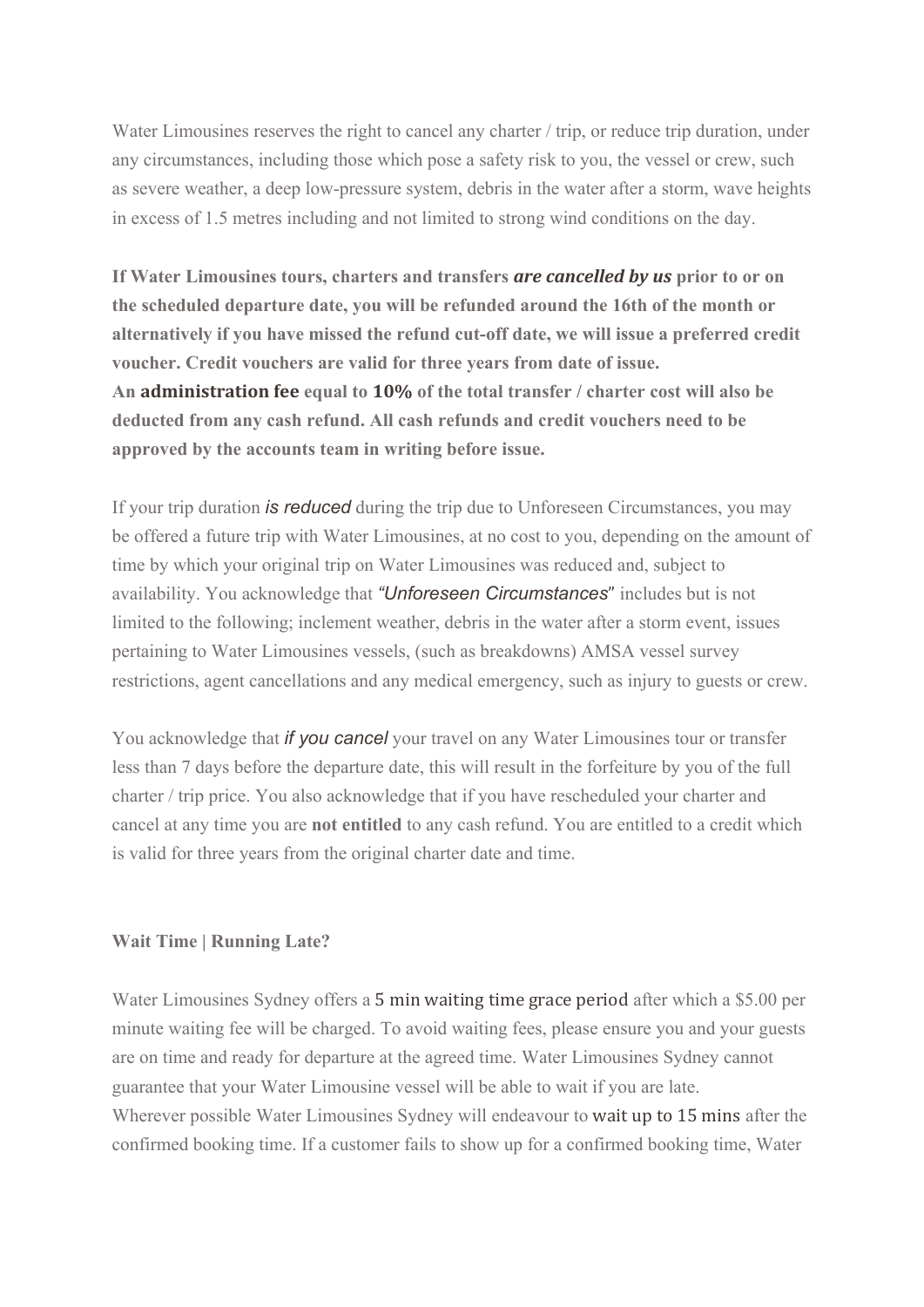Water Limousines reserves the right to cancel any charter / trip, or reduce trip duration, under any circumstances, including those which pose a safety risk to you, the vessel or crew, such as severe weather, a deep low-pressure system, debris in the water after a storm, wave heights in excess of 1.5 metres including and not limited to strong wind conditions on the day.

**If Water Limousines tours, charters and transfers *are cancelled by us* prior to or on the scheduled departure date, you will be refunded around the 16th of the month or alternatively if you have missed the refund cut-off date, we will issue a preferred credit voucher. Credit vouchers are valid for three years from date of issue.**
**An administration fee equal to 10% of the total transfer / charter cost will also be deducted from any cash refund. All cash refunds and credit vouchers need to be approved by the accounts team in writing before issue.**

If your trip duration *is reduced* during the trip due to Unforeseen Circumstances, you may be offered a future trip with Water Limousines, at no cost to you, depending on the amount of time by which your original trip on Water Limousines was reduced and, subject to availability. You acknowledge that *"Unforeseen Circumstances*" includes but is not limited to the following; inclement weather, debris in the water after a storm event, issues pertaining to Water Limousines vessels, (such as breakdowns) AMSA vessel survey restrictions, agent cancellations and any medical emergency, such as injury to guests or crew.

You acknowledge that *if you cancel* your travel on any Water Limousines tour or transfer less than 7 days before the departure date, this will result in the forfeiture by you of the full charter / trip price. You also acknowledge that if you have rescheduled your charter and cancel at any time you are **not entitled** to any cash refund. You are entitled to a credit which is valid for three years from the original charter date and time.

**Wait Time | Running Late?**

Water Limousines Sydney offers a 5 min waiting time grace period after which a $5.00 per minute waiting fee will be charged. To avoid waiting fees, please ensure you and your guests are on time and ready for departure at the agreed time. Water Limousines Sydney cannot guarantee that your Water Limousine vessel will be able to wait if you are late.
Wherever possible Water Limousines Sydney will endeavour to wait up to 15 mins after the confirmed booking time. If a customer fails to show up for a confirmed booking time, Water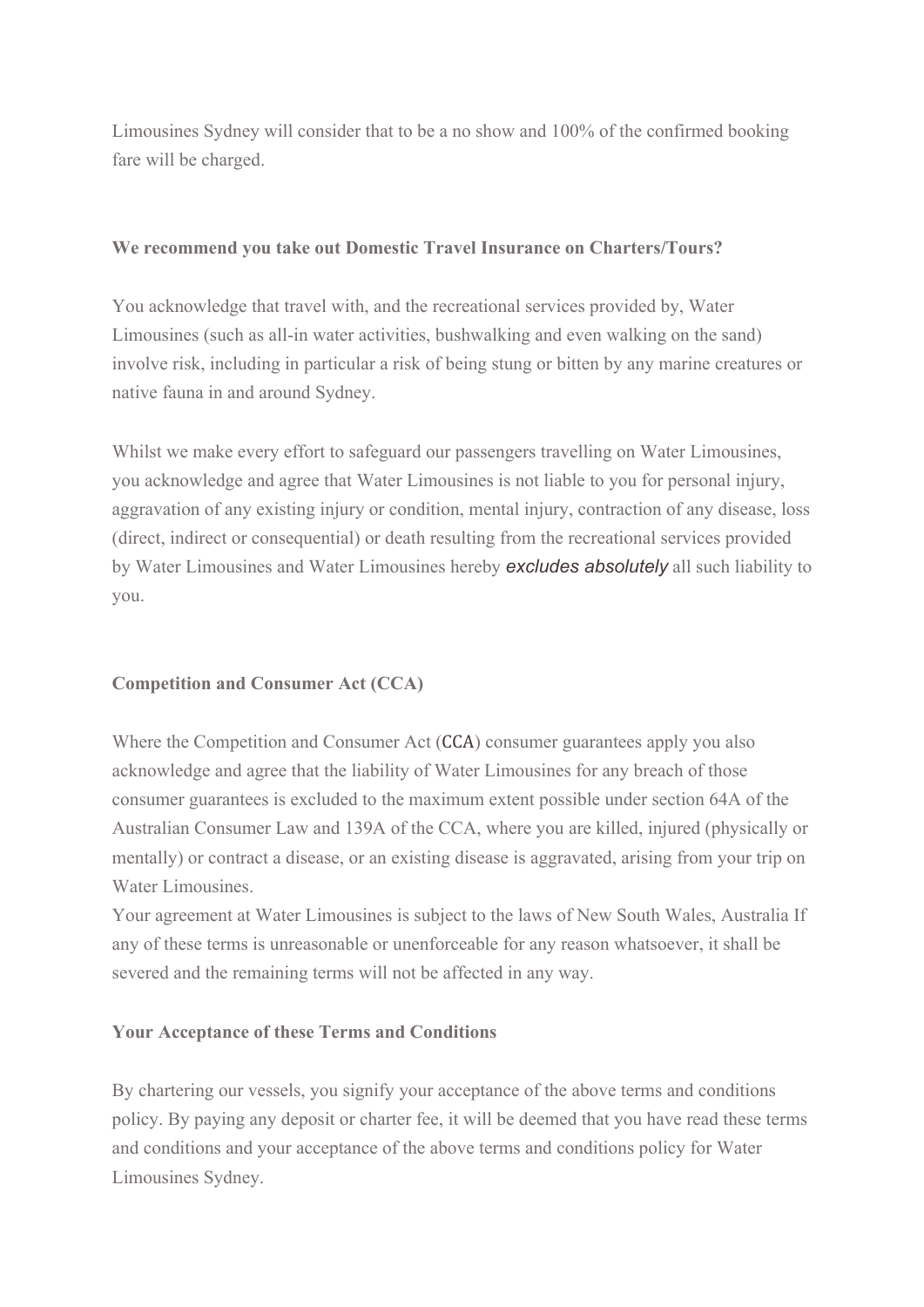Limousines Sydney will consider that to be a no show and 100% of the confirmed booking fare will be charged.

**We recommend you take out Domestic Travel Insurance on Charters/Tours?**

You acknowledge that travel with, and the recreational services provided by, Water Limousines (such as all-in water activities, bushwalking and even walking on the sand) involve risk, including in particular a risk of being stung or bitten by any marine creatures or native fauna in and around Sydney.

Whilst we make every effort to safeguard our passengers travelling on Water Limousines, you acknowledge and agree that Water Limousines is not liable to you for personal injury, aggravation of any existing injury or condition, mental injury, contraction of any disease, loss (direct, indirect or consequential) or death resulting from the recreational services provided by Water Limousines and Water Limousines hereby ***excludes absolutely*** all such liability to you.

**Competition and Consumer Act (CCA)**

Where the Competition and Consumer Act (CCA) consumer guarantees apply you also acknowledge and agree that the liability of Water Limousines for any breach of those consumer guarantees is excluded to the maximum extent possible under section 64A of the Australian Consumer Law and 139A of the CCA, where you are killed, injured (physically or mentally) or contract a disease, or an existing disease is aggravated, arising from your trip on Water Limousines.
Your agreement at Water Limousines is subject to the laws of New South Wales, Australia If any of these terms is unreasonable or unenforceable for any reason whatsoever, it shall be severed and the remaining terms will not be affected in any way.

**Your Acceptance of these Terms and Conditions**

By chartering our vessels, you signify your acceptance of the above terms and conditions policy. By paying any deposit or charter fee, it will be deemed that you have read these terms and conditions and your acceptance of the above terms and conditions policy for Water Limousines Sydney.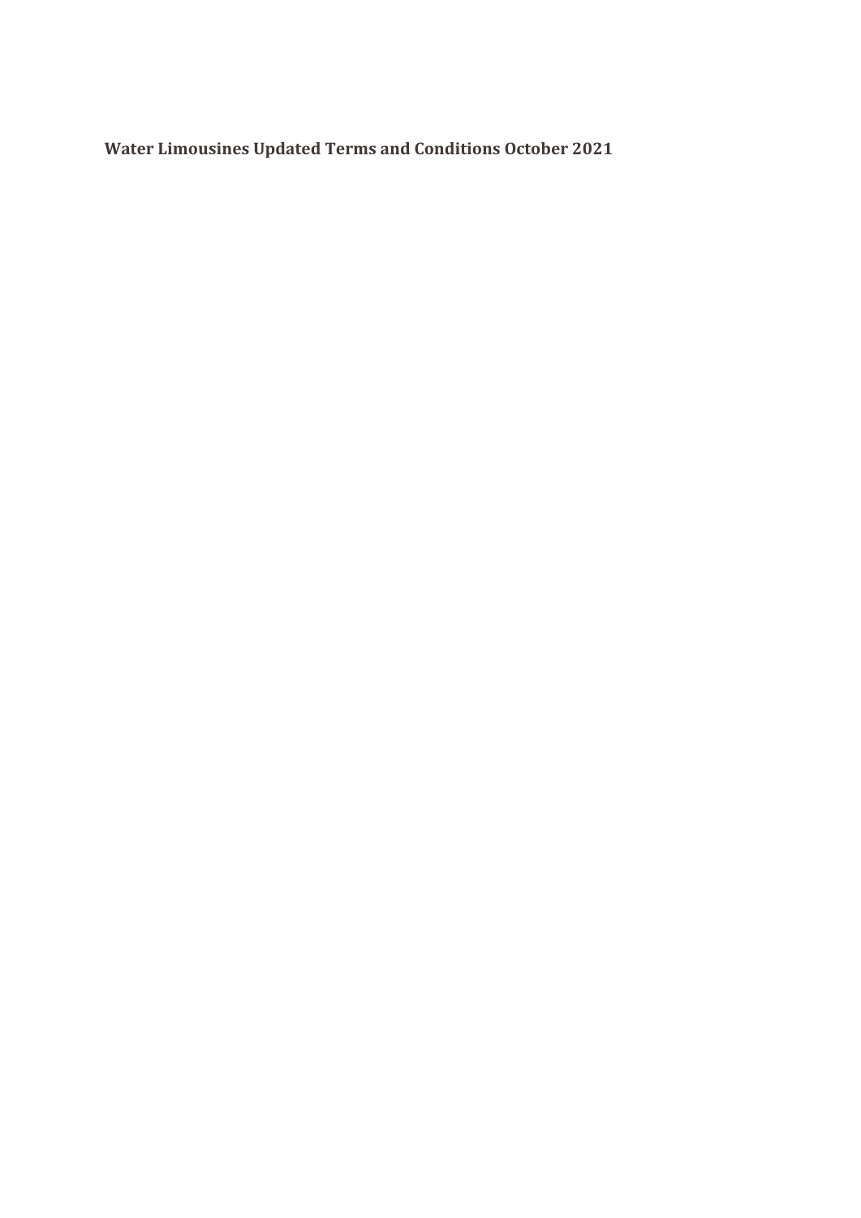**Water Limousines Updated Terms and Conditions October 2021**